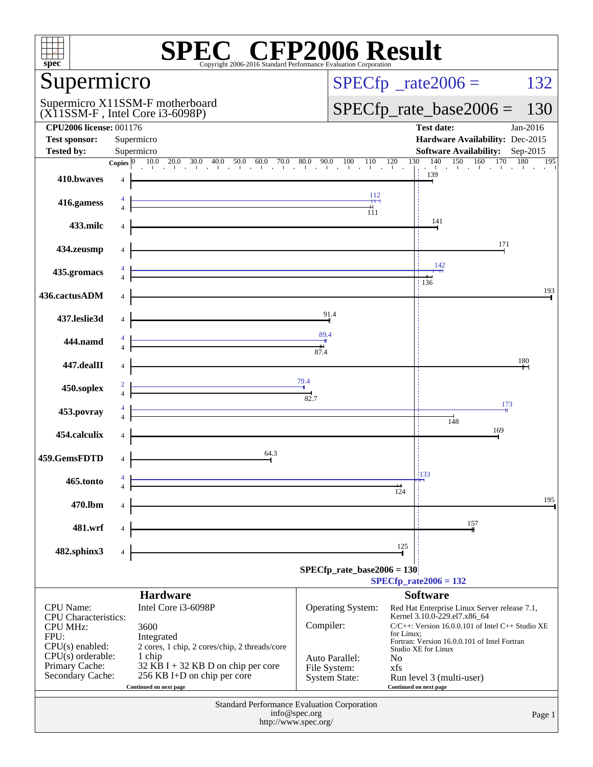# SPEC CFP2006 Result

Copyright 2006-2016 Standard Performance Evaluation Corporation

## Supermicro

Supermicro X11SSM-F motherboard
(X11SSM-F , Intel Core i3-6098P)

SPECfp_rate2006 = 132

SPECfp_rate_base2006 = 130

| | | | |
|---|---|---|---|
| **CPU2006 license:** 001176 | | **Test date:** | Jan-2016 |
| **Test sponsor:** | Supermicro | **Hardware Availability:** | Dec-2015 |
| **Tested by:** | Supermicro | **Software Availability:** | Sep-2015 |

| Benchmark | Copies (peak) | Copies (base) | Peak | Base |
|---|---|---|---|---|
| 410.bwaves | | 4 | | 139 |
| 416.gamess | 4 | 4 | 112 | 111 |
| 433.milc | | 4 | | 141 |
| 434.zeusmp | | 4 | | 171 |
| 435.gromacs | 4 | 4 | 142 | 136 |
| 436.cactusADM | | 4 | | 193 |
| 437.leslie3d | | 4 | | 91.4 |
| 444.namd | 4 | 4 | 89.4 | 87.4 |
| 447.dealII | | 4 | | 180 |
| 450.soplex | 2 | 4 | 79.4 | 82.7 |
| 453.povray | 4 | 4 | 173 | 148 |
| 454.calculix | | 4 | | 169 |
| 459.GemsFDTD | | 4 | | 64.3 |
| 465.tonto | 4 | 4 | 133 | 124 |
| 470.lbm | | 4 | | 195 |
| 481.wrf | | 4 | | 157 |
| 482.sphinx3 | | 4 | | 125 |

SPECfp_rate_base2006 = 130

SPECfp_rate2006 = 132

### Hardware

| | |
|---|---|
| CPU Name: | Intel Core i3-6098P |
| CPU Characteristics: | |
| CPU MHz: | 3600 |
| FPU: | Integrated |
| CPU(s) enabled: | 2 cores, 1 chip, 2 cores/chip, 2 threads/core |
| CPU(s) orderable: | 1 chip |
| Primary Cache: | 32 KB I + 32 KB D on chip per core |
| Secondary Cache: | 256 KB I+D on chip per core |

Continued on next page

### Software

| | |
|---|---|
| Operating System: | Red Hat Enterprise Linux Server release 7.1, Kernel 3.10.0-229.el7.x86_64 |
| Compiler: | C/C++: Version 16.0.0.101 of Intel C++ Studio XE for Linux; Fortran: Version 16.0.0.101 of Intel Fortran Studio XE for Linux |
| Auto Parallel: | No |
| File System: | xfs |
| System State: | Run level 3 (multi-user) |

Continued on next page

Standard Performance Evaluation Corporation
info@spec.org
http://www.spec.org/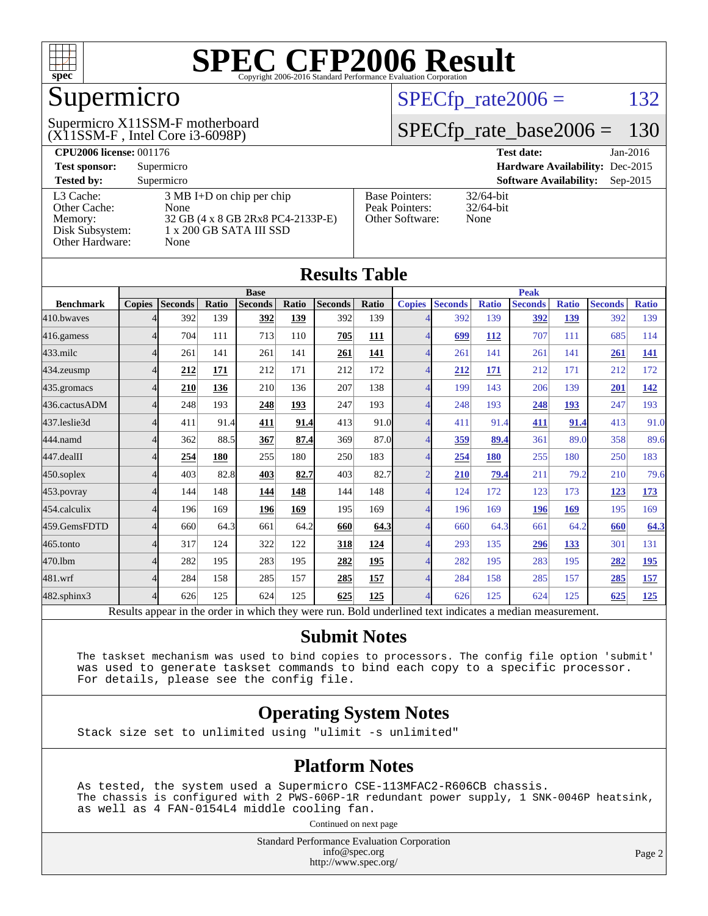# SPEC CFP2006 Result

Copyright 2006-2016 Standard Performance Evaluation Corporation

## Supermicro

Supermicro X11SSM-F motherboard
(X11SSM-F , Intel Core i3-6098P)

SPECfp_rate2006 = 132

SPECfp_rate_base2006 = 130

**CPU2006 license:** 001176
**Test sponsor:** Supermicro
**Tested by:** Supermicro

**Test date:** Jan-2016
**Hardware Availability:** Dec-2015
**Software Availability:** Sep-2015

| | |
|---|---|
| L3 Cache: | 3 MB I+D on chip per chip |
| Other Cache: | None |
| Memory: | 32 GB (4 x 8 GB 2Rx8 PC4-2133P-E) |
| Disk Subsystem: | 1 x 200 GB SATA III SSD |
| Other Hardware: | None |

| | |
|---|---|
| Base Pointers: | 32/64-bit |
| Peak Pointers: | 32/64-bit |
| Other Software: | None |

## Results Table

| | Base | | | | | | | Peak | | | | | | |
|---|---|---|---|---|---|---|---|---|---|---|---|---|---|---|
| **Benchmark** | **Copies** | **Seconds** | **Ratio** | **Seconds** | **Ratio** | **Seconds** | **Ratio** | **Copies** | **Seconds** | **Ratio** | **Seconds** | **Ratio** | **Seconds** | **Ratio** |
| 410.bwaves | 4 | 392 | 139 | **392** | **139** | 392 | 139 | 4 | 392 | 139 | **392** | **139** | 392 | 139 |
| 416.gamess | 4 | 704 | 111 | 713 | 110 | **705** | **111** | 4 | **699** | **112** | 707 | 111 | 685 | 114 |
| 433.milc | 4 | 261 | 141 | 261 | 141 | **261** | **141** | 4 | 261 | 141 | 261 | 141 | **261** | **141** |
| 434.zeusmp | 4 | **212** | **171** | 212 | 171 | 212 | 172 | 4 | **212** | **171** | 212 | 171 | 212 | 172 |
| 435.gromacs | 4 | **210** | **136** | 210 | 136 | 207 | 138 | 4 | 199 | 143 | 206 | 139 | **201** | **142** |
| 436.cactusADM | 4 | 248 | 193 | **248** | **193** | 247 | 193 | 4 | 248 | 193 | **248** | **193** | 247 | 193 |
| 437.leslie3d | 4 | 411 | 91.4 | **411** | **91.4** | 413 | 91.0 | 4 | 411 | 91.4 | **411** | **91.4** | 413 | 91.0 |
| 444.namd | 4 | 362 | 88.5 | **367** | **87.4** | 369 | 87.0 | 4 | **359** | **89.4** | 361 | 89.0 | 358 | 89.6 |
| 447.dealII | 4 | **254** | **180** | 255 | 180 | 250 | 183 | 4 | **254** | **180** | 255 | 180 | 250 | 183 |
| 450.soplex | 4 | 403 | 82.8 | **403** | **82.7** | 403 | 82.7 | 2 | **210** | **79.4** | 211 | 79.2 | 210 | 79.6 |
| 453.povray | 4 | 144 | 148 | **144** | **148** | 144 | 148 | 4 | 124 | 172 | 123 | 173 | **123** | **173** |
| 454.calculix | 4 | 196 | 169 | **196** | **169** | 195 | 169 | 4 | 196 | 169 | **196** | **169** | 195 | 169 |
| 459.GemsFDTD | 4 | 660 | 64.3 | 661 | 64.2 | **660** | **64.3** | 4 | 660 | 64.3 | 661 | 64.2 | **660** | **64.3** |
| 465.tonto | 4 | 317 | 124 | 322 | 122 | **318** | **124** | 4 | 293 | 135 | **296** | **133** | 301 | 131 |
| 470.lbm | 4 | 282 | 195 | 283 | 195 | **282** | **195** | 4 | 282 | 195 | 283 | 195 | **282** | **195** |
| 481.wrf | 4 | 284 | 158 | 285 | 157 | **285** | **157** | 4 | 284 | 158 | 285 | 157 | **285** | **157** |
| 482.sphinx3 | 4 | 626 | 125 | 624 | 125 | **625** | **125** | 4 | 626 | 125 | 624 | 125 | **625** | **125** |

Results appear in the order in which they were run. Bold underlined text indicates a median measurement.

## Submit Notes

```
The taskset mechanism was used to bind copies to processors. The config file option 'submit'
was used to generate taskset commands to bind each copy to a specific processor.
For details, please see the config file.
```

## Operating System Notes

```
Stack size set to unlimited using "ulimit -s unlimited"
```

## Platform Notes

```
As tested, the system used a Supermicro CSE-113MFAC2-R606CB chassis.
The chassis is configured with 2 PWS-606P-1R redundant power supply, 1 SNK-0046P heatsink,
as well as 4 FAN-0154L4 middle cooling fan.
```

Continued on next page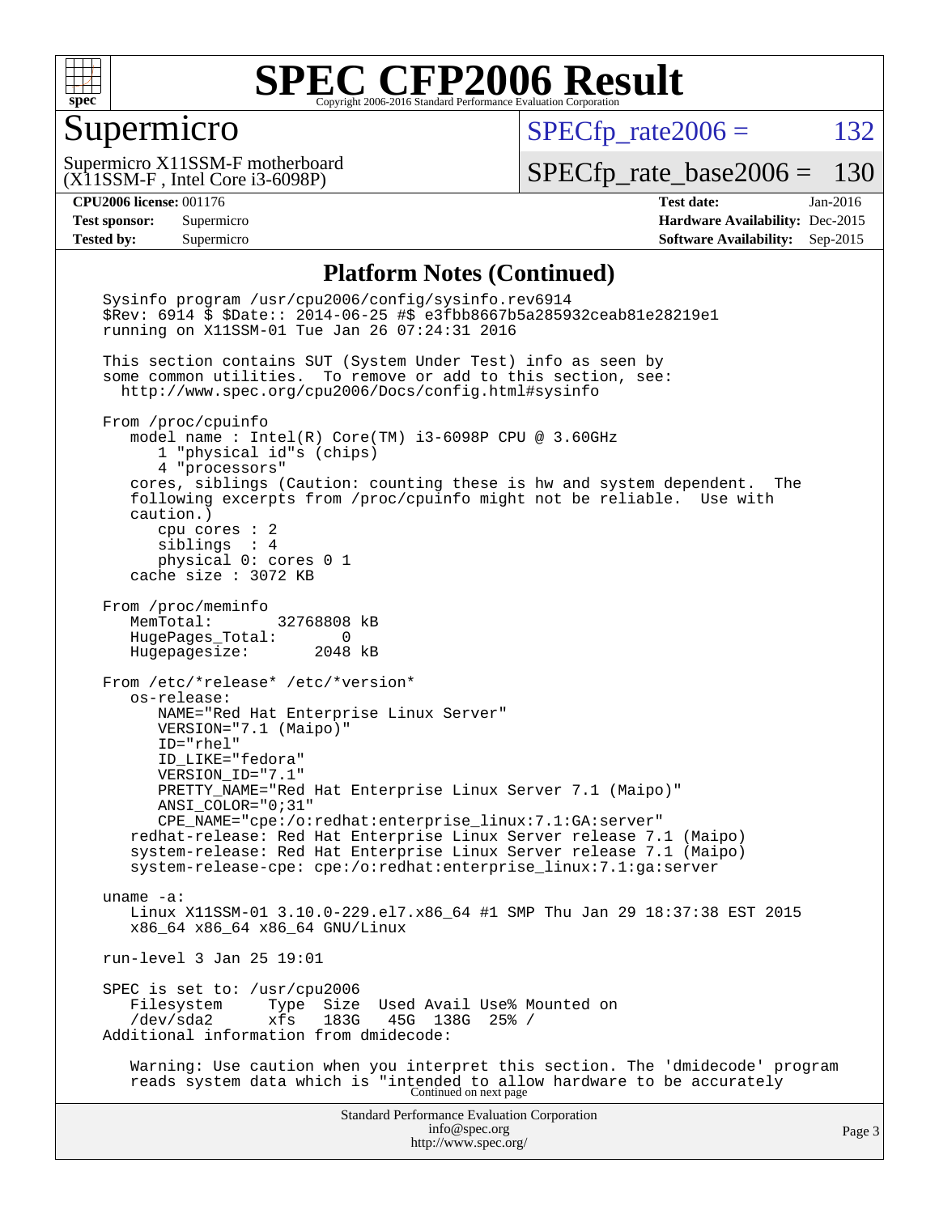# SPEC CFP2006 Result

Copyright 2006-2016 Standard Performance Evaluation Corporation

## Supermicro

Supermicro X11SSM-F motherboard
(X11SSM-F , Intel Core i3-6098P)

SPECfp_rate2006 = 132

SPECfp_rate_base2006 = 130

| | | | |
|---|---|---|---|
| **CPU2006 license:** 001176 | | **Test date:** | Jan-2016 |
| **Test sponsor:** | Supermicro | **Hardware Availability:** | Dec-2015 |
| **Tested by:** | Supermicro | **Software Availability:** | Sep-2015 |

### Platform Notes (Continued)

```
Sysinfo program /usr/cpu2006/config/sysinfo.rev6914
$Rev: 6914 $ $Date:: 2014-06-25 #$ e3fbb8667b5a285932ceab81e28219e1
running on X11SSM-01 Tue Jan 26 07:24:31 2016

This section contains SUT (System Under Test) info as seen by
some common utilities.  To remove or add to this section, see:
  http://www.spec.org/cpu2006/Docs/config.html#sysinfo

From /proc/cpuinfo
   model name : Intel(R) Core(TM) i3-6098P CPU @ 3.60GHz
      1 "physical id"s (chips)
      4 "processors"
   cores, siblings (Caution: counting these is hw and system dependent.  The
   following excerpts from /proc/cpuinfo might not be reliable.  Use with
   caution.)
      cpu cores : 2
      siblings  : 4
      physical 0: cores 0 1
   cache size : 3072 KB

From /proc/meminfo
   MemTotal:       32768808 kB
   HugePages_Total:       0
   Hugepagesize:       2048 kB

From /etc/*release* /etc/*version*
   os-release:
      NAME="Red Hat Enterprise Linux Server"
      VERSION="7.1 (Maipo)"
      ID="rhel"
      ID_LIKE="fedora"
      VERSION_ID="7.1"
      PRETTY_NAME="Red Hat Enterprise Linux Server 7.1 (Maipo)"
      ANSI_COLOR="0;31"
      CPE_NAME="cpe:/o:redhat:enterprise_linux:7.1:GA:server"
   redhat-release: Red Hat Enterprise Linux Server release 7.1 (Maipo)
   system-release: Red Hat Enterprise Linux Server release 7.1 (Maipo)
   system-release-cpe: cpe:/o:redhat:enterprise_linux:7.1:ga:server

uname -a:
   Linux X11SSM-01 3.10.0-229.el7.x86_64 #1 SMP Thu Jan 29 18:37:38 EST 2015
   x86_64 x86_64 x86_64 GNU/Linux

run-level 3 Jan 25 19:01

SPEC is set to: /usr/cpu2006
   Filesystem     Type  Size  Used Avail Use% Mounted on
   /dev/sda2      xfs   183G   45G  138G  25% /
Additional information from dmidecode:

   Warning: Use caution when you interpret this section. The 'dmidecode' program
   reads system data which is "intended to allow hardware to be accurately
```

Continued on next page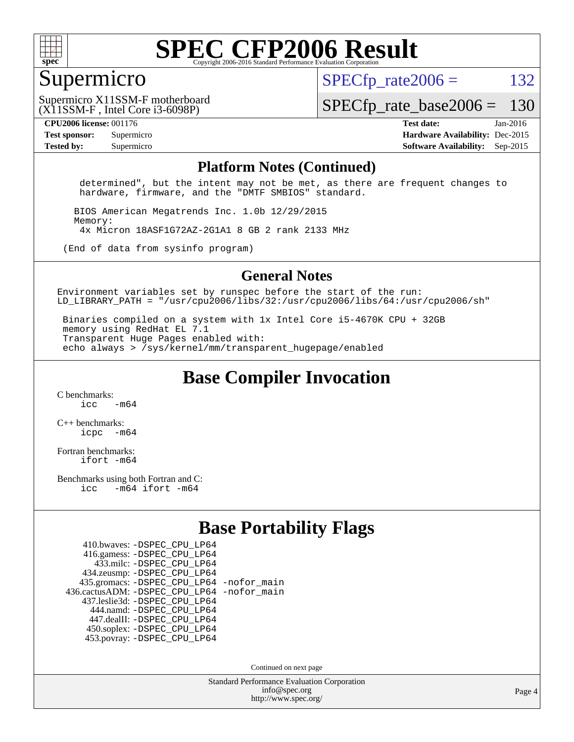# SPEC CFP2006 Result

Copyright 2006-2016 Standard Performance Evaluation Corporation

## Supermicro

Supermicro X11SSM-F motherboard
(X11SSM-F , Intel Core i3-6098P)

SPECfp_rate2006 = 132

SPECfp_rate_base2006 = 130

**CPU2006 license:** 001176
**Test sponsor:** Supermicro
**Tested by:** Supermicro

**Test date:** Jan-2016
**Hardware Availability:** Dec-2015
**Software Availability:** Sep-2015

## Platform Notes (Continued)

```
 determined", but the intent may not be met, as there are frequent changes to
 hardware, firmware, and the "DMTF SMBIOS" standard.

BIOS American Megatrends Inc. 1.0b 12/29/2015
Memory:
 4x Micron 18ASF1G72AZ-2G1A1 8 GB 2 rank 2133 MHz

(End of data from sysinfo program)
```

## General Notes

```
Environment variables set by runspec before the start of the run:
LD_LIBRARY_PATH = "/usr/cpu2006/libs/32:/usr/cpu2006/libs/64:/usr/cpu2006/sh"

 Binaries compiled on a system with 1x Intel Core i5-4670K CPU + 32GB
 memory using RedHat EL 7.1
 Transparent Huge Pages enabled with:
 echo always > /sys/kernel/mm/transparent_hugepage/enabled
```

## Base Compiler Invocation

C benchmarks:
```
icc   -m64
```

C++ benchmarks:
```
icpc  -m64
```

Fortran benchmarks:
```
ifort -m64
```

Benchmarks using both Fortran and C:
```
icc   -m64 ifort -m64
```

## Base Portability Flags

```
     410.bwaves: -DSPEC_CPU_LP64
     416.gamess: -DSPEC_CPU_LP64
       433.milc: -DSPEC_CPU_LP64
     434.zeusmp: -DSPEC_CPU_LP64
    435.gromacs: -DSPEC_CPU_LP64 -nofor_main
 436.cactusADM: -DSPEC_CPU_LP64 -nofor_main
    437.leslie3d: -DSPEC_CPU_LP64
      444.namd: -DSPEC_CPU_LP64
    447.dealII: -DSPEC_CPU_LP64
    450.soplex: -DSPEC_CPU_LP64
    453.povray: -DSPEC_CPU_LP64
```

Continued on next page

Standard Performance Evaluation Corporation
info@spec.org
http://www.spec.org/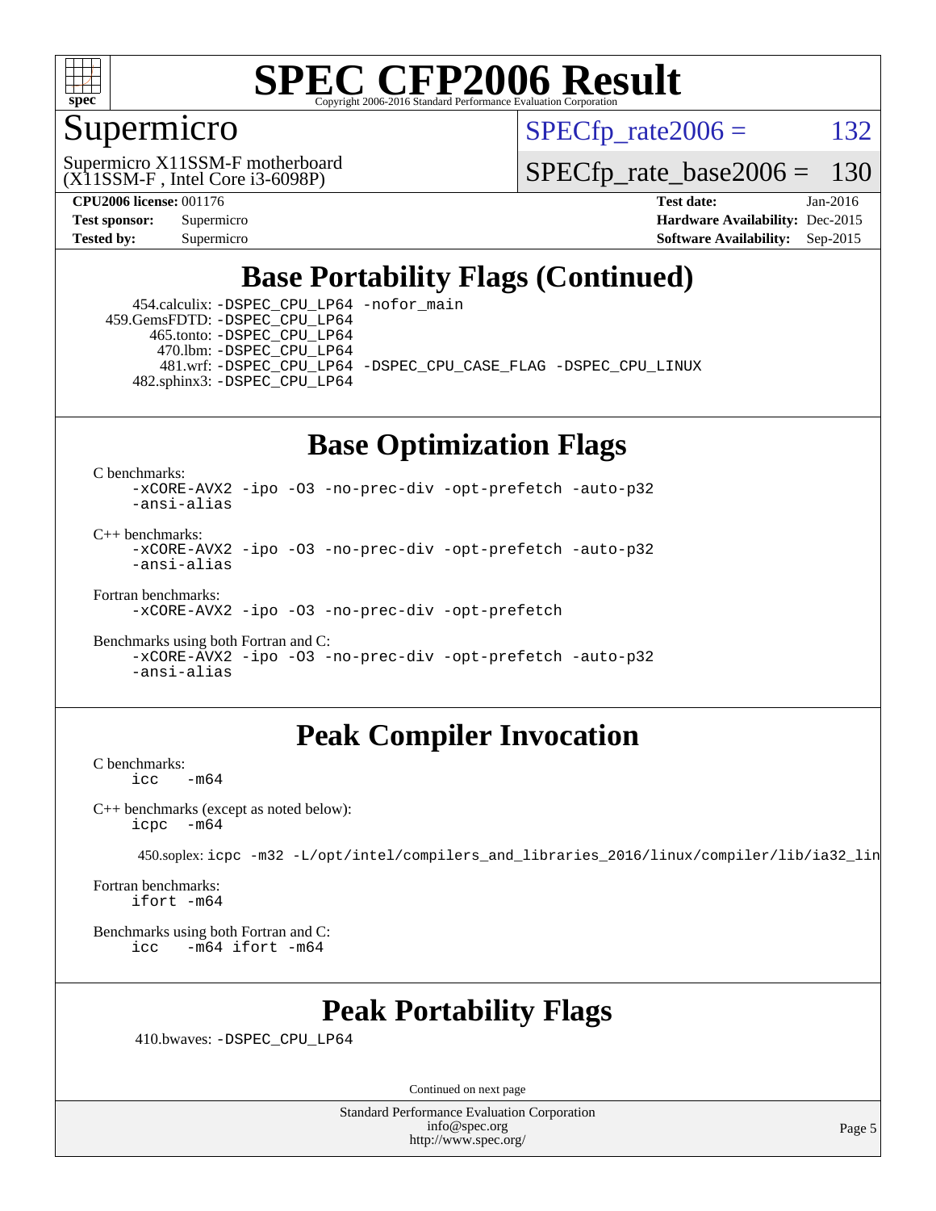# SPEC CFP2006 Result

Copyright 2006-2016 Standard Performance Evaluation Corporation

## Supermicro

Supermicro X11SSM-F motherboard
(X11SSM-F , Intel Core i3-6098P)

SPECfp_rate2006 = 132

SPECfp_rate_base2006 = 130

**CPU2006 license:** 001176
**Test sponsor:** Supermicro
**Tested by:** Supermicro

**Test date:** Jan-2016
**Hardware Availability:** Dec-2015
**Software Availability:** Sep-2015

## Base Portability Flags (Continued)

454.calculix: -DSPEC_CPU_LP64 -nofor_main
459.GemsFDTD: -DSPEC_CPU_LP64
465.tonto: -DSPEC_CPU_LP64
470.lbm: -DSPEC_CPU_LP64
481.wrf: -DSPEC_CPU_LP64 -DSPEC_CPU_CASE_FLAG -DSPEC_CPU_LINUX
482.sphinx3: -DSPEC_CPU_LP64

## Base Optimization Flags

C benchmarks:
-xCORE-AVX2 -ipo -O3 -no-prec-div -opt-prefetch -auto-p32
-ansi-alias

C++ benchmarks:
-xCORE-AVX2 -ipo -O3 -no-prec-div -opt-prefetch -auto-p32
-ansi-alias

Fortran benchmarks:
-xCORE-AVX2 -ipo -O3 -no-prec-div -opt-prefetch

Benchmarks using both Fortran and C:
-xCORE-AVX2 -ipo -O3 -no-prec-div -opt-prefetch -auto-p32
-ansi-alias

## Peak Compiler Invocation

C benchmarks:
icc -m64

C++ benchmarks (except as noted below):
icpc -m64

450.soplex: icpc -m32 -L/opt/intel/compilers_and_libraries_2016/linux/compiler/lib/ia32_lin

Fortran benchmarks:
ifort -m64

Benchmarks using both Fortran and C:
icc -m64 ifort -m64

## Peak Portability Flags

410.bwaves: -DSPEC_CPU_LP64

Continued on next page

Standard Performance Evaluation Corporation
info@spec.org
http://www.spec.org/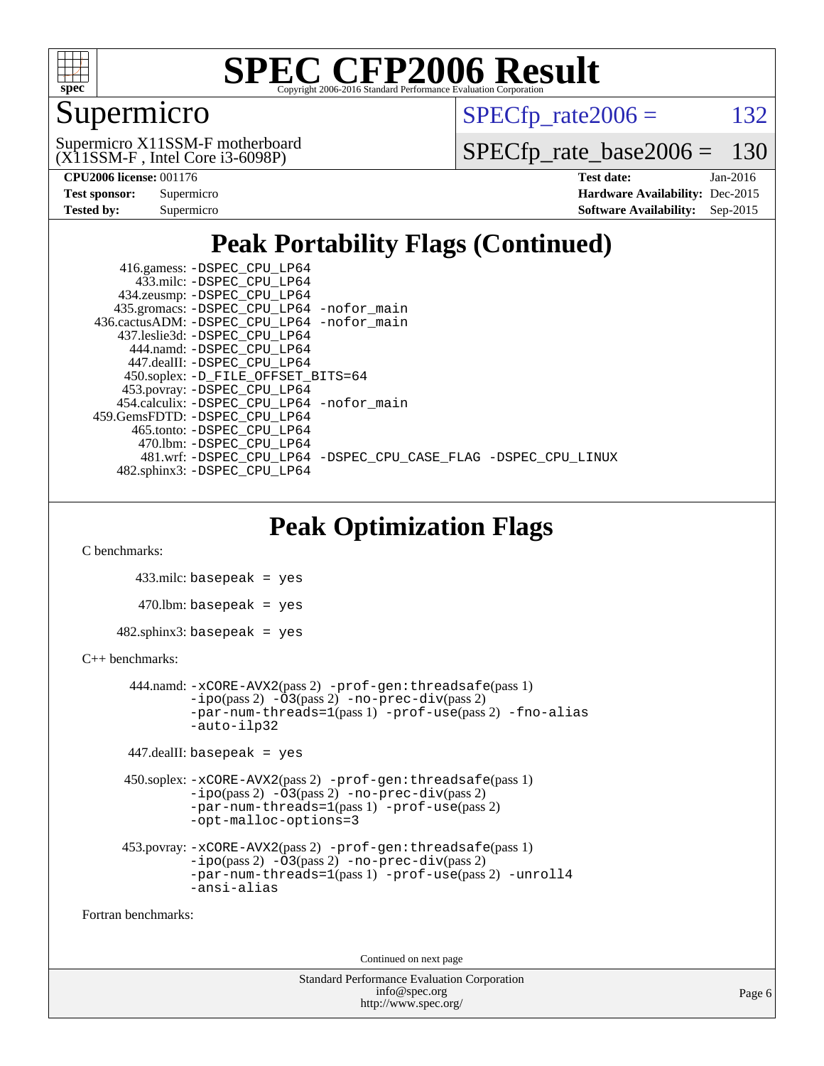# SPEC CFP2006 Result

Copyright 2006-2016 Standard Performance Evaluation Corporation

## Supermicro

Supermicro X11SSM-F motherboard
(X11SSM-F , Intel Core i3-6098P)

SPECfp_rate2006 = 132

SPECfp_rate_base2006 = 130

**CPU2006 license:** 001176
**Test sponsor:** Supermicro
**Tested by:** Supermicro

**Test date:** Jan-2016
**Hardware Availability:** Dec-2015
**Software Availability:** Sep-2015

## Peak Portability Flags (Continued)

```
      416.gamess: -DSPEC_CPU_LP64
        433.milc: -DSPEC_CPU_LP64
      434.zeusmp: -DSPEC_CPU_LP64
     435.gromacs: -DSPEC_CPU_LP64 -nofor_main
  436.cactusADM: -DSPEC_CPU_LP64 -nofor_main
    437.leslie3d: -DSPEC_CPU_LP64
       444.namd: -DSPEC_CPU_LP64
      447.dealII: -DSPEC_CPU_LP64
     450.soplex: -D_FILE_OFFSET_BITS=64
     453.povray: -DSPEC_CPU_LP64
   454.calculix: -DSPEC_CPU_LP64 -nofor_main
  459.GemsFDTD: -DSPEC_CPU_LP64
      465.tonto: -DSPEC_CPU_LP64
        470.lbm: -DSPEC_CPU_LP64
        481.wrf: -DSPEC_CPU_LP64 -DSPEC_CPU_CASE_FLAG -DSPEC_CPU_LINUX
    482.sphinx3: -DSPEC_CPU_LP64
```

## Peak Optimization Flags

C benchmarks:

```
   433.milc: basepeak = yes
    470.lbm: basepeak = yes
482.sphinx3: basepeak = yes
```

C++ benchmarks:

```
   444.namd: -xCORE-AVX2(pass 2) -prof-gen:threadsafe(pass 1)
             -ipo(pass 2) -O3(pass 2) -no-prec-div(pass 2)
             -par-num-threads=1(pass 1) -prof-use(pass 2) -fno-alias
             -auto-ilp32

 447.dealII: basepeak = yes

 450.soplex: -xCORE-AVX2(pass 2) -prof-gen:threadsafe(pass 1)
             -ipo(pass 2) -O3(pass 2) -no-prec-div(pass 2)
             -par-num-threads=1(pass 1) -prof-use(pass 2)
             -opt-malloc-options=3

 453.povray: -xCORE-AVX2(pass 2) -prof-gen:threadsafe(pass 1)
             -ipo(pass 2) -O3(pass 2) -no-prec-div(pass 2)
             -par-num-threads=1(pass 1) -prof-use(pass 2) -unroll4
             -ansi-alias
```

Fortran benchmarks:

Continued on next page

Standard Performance Evaluation Corporation
info@spec.org
http://www.spec.org/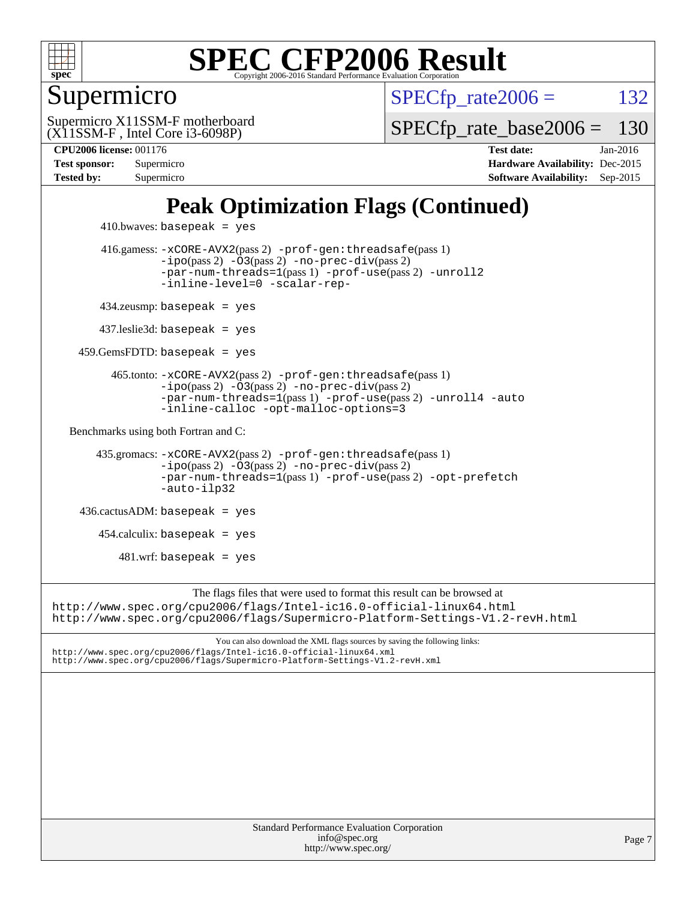# Peak Optimization Flags (Continued)

410.bwaves: basepeak = yes

416.gamess: -xCORE-AVX2(pass 2) -prof-gen:threadsafe(pass 1) -ipo(pass 2) -O3(pass 2) -no-prec-div(pass 2) -par-num-threads=1(pass 1) -prof-use(pass 2) -unroll2 -inline-level=0 -scalar-rep-

434.zeusmp: basepeak = yes

437.leslie3d: basepeak = yes

459.GemsFDTD: basepeak = yes

465.tonto: -xCORE-AVX2(pass 2) -prof-gen:threadsafe(pass 1) -ipo(pass 2) -O3(pass 2) -no-prec-div(pass 2) -par-num-threads=1(pass 1) -prof-use(pass 2) -unroll4 -auto -inline-calloc -opt-malloc-options=3

Benchmarks using both Fortran and C:

435.gromacs: -xCORE-AVX2(pass 2) -prof-gen:threadsafe(pass 1) -ipo(pass 2) -O3(pass 2) -no-prec-div(pass 2) -par-num-threads=1(pass 1) -prof-use(pass 2) -opt-prefetch -auto-ilp32

436.cactusADM: basepeak = yes

454.calculix: basepeak = yes

481.wrf: basepeak = yes

The flags files that were used to format this result can be browsed at
http://www.spec.org/cpu2006/flags/Intel-ic16.0-official-linux64.html
http://www.spec.org/cpu2006/flags/Supermicro-Platform-Settings-V1.2-revH.html

You can also download the XML flags sources by saving the following links:
http://www.spec.org/cpu2006/flags/Intel-ic16.0-official-linux64.xml
http://www.spec.org/cpu2006/flags/Supermicro-Platform-Settings-V1.2-revH.xml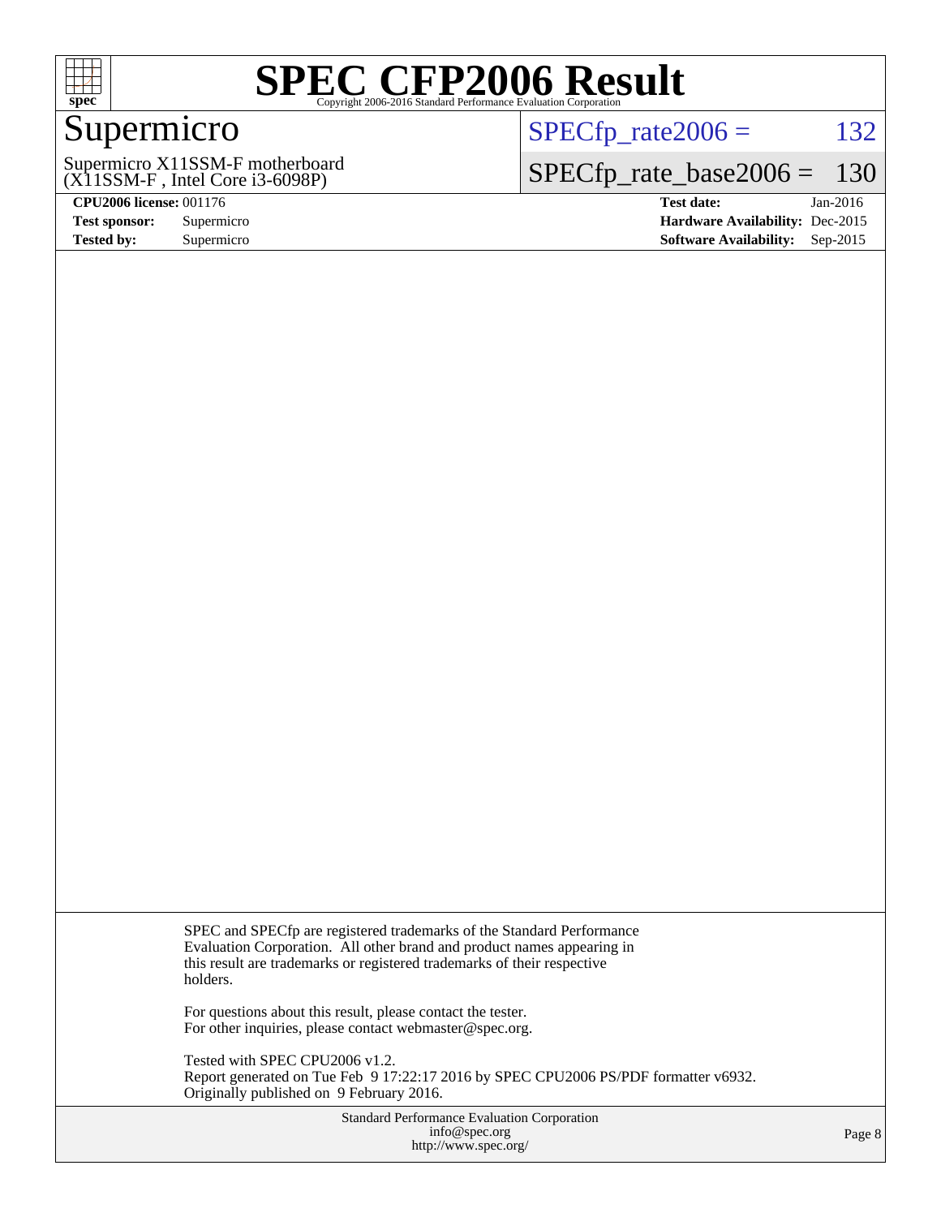SPEC and SPECfp are registered trademarks of the Standard Performance Evaluation Corporation. All other brand and product names appearing in this result are trademarks or registered trademarks of their respective holders.

For questions about this result, please contact the tester.
For other inquiries, please contact webmaster@spec.org.

Tested with SPEC CPU2006 v1.2.
Report generated on Tue Feb 9 17:22:17 2016 by SPEC CPU2006 PS/PDF formatter v6932.
Originally published on 9 February 2016.